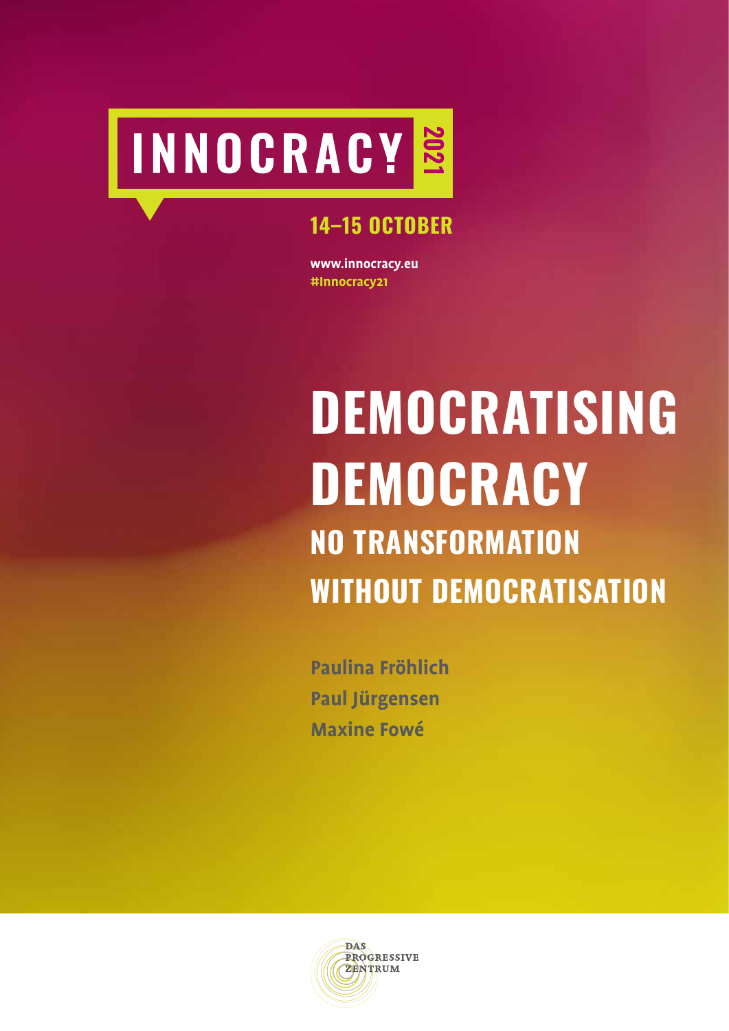INNOCRACY 2021

**14–15 OCTOBER**

**www.innocracy.eu**
**#Innocracy21**

# DEMOCRATISING DEMOCRACY

## NO TRANSFORMATION WITHOUT DEMOCRATISATION

**Paulina Fröhlich**
**Paul Jürgensen**
**Maxine Fowé**

DAS PROGRESSIVE ZENTRUM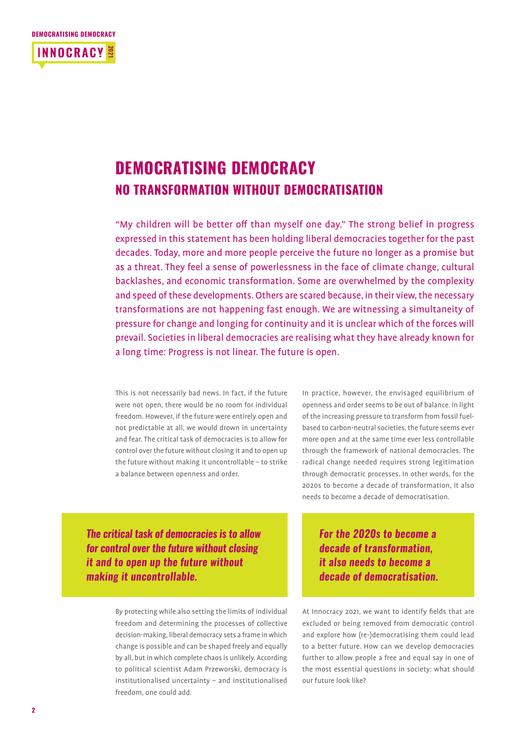# DEMOCRATISING DEMOCRACY

## NO TRANSFORMATION WITHOUT DEMOCRATISATION

"My children will be better off than myself one day." The strong belief in progress expressed in this statement has been holding liberal democracies together for the past decades. Today, more and more people perceive the future no longer as a promise but as a threat. They feel a sense of powerlessness in the face of climate change, cultural backlashes, and economic transformation. Some are overwhelmed by the complexity and speed of these developments. Others are scared because, in their view, the necessary transformations are not happening fast enough. We are witnessing a simultaneity of pressure for change and longing for continuity and it is unclear which of the forces will prevail. Societies in liberal democracies are realising what they have already known for a long time: Progress is not linear. The future is open.

This is not necessarily bad news. In fact, if the future were not open, there would be no room for individual freedom. However, if the future were entirely open and not predictable at all, we would drown in uncertainty and fear. The critical task of democracies is to allow for control over the future without closing it and to open up the future without making it uncontrollable – to strike a balance between openness and order.

***The critical task of democracies is to allow for control over the future without closing it and to open up the future without making it uncontrollable.***

By protecting while also setting the limits of individual freedom and determining the processes of collective decision-making, liberal democracy sets a frame in which change is possible and can be shaped freely and equally by all, but in which complete chaos is unlikely. According to political scientist Adam Przeworski, democracy is institutionalised uncertainty – and institutionalised freedom, one could add.

In practice, however, the envisaged equilibrium of openness and order seems to be out of balance. In light of the increasing pressure to transform from fossil fuel-based to carbon-neutral societies, the future seems ever more open and at the same time ever less controllable through the framework of national democracies. The radical change needed requires strong legitimation through democratic processes. In other words, for the 2020s to become a decade of transformation, it also needs to become a decade of democratisation.

***For the 2020s to become a decade of transformation, it also needs to become a decade of democratisation.***

At Innocracy 2021, we want to identify fields that are excluded or being removed from democratic control and explore how (re-)democratising them could lead to a better future. How can we develop democracies further to allow people a free and equal say in one of the most essential questions in society: what should our future look like?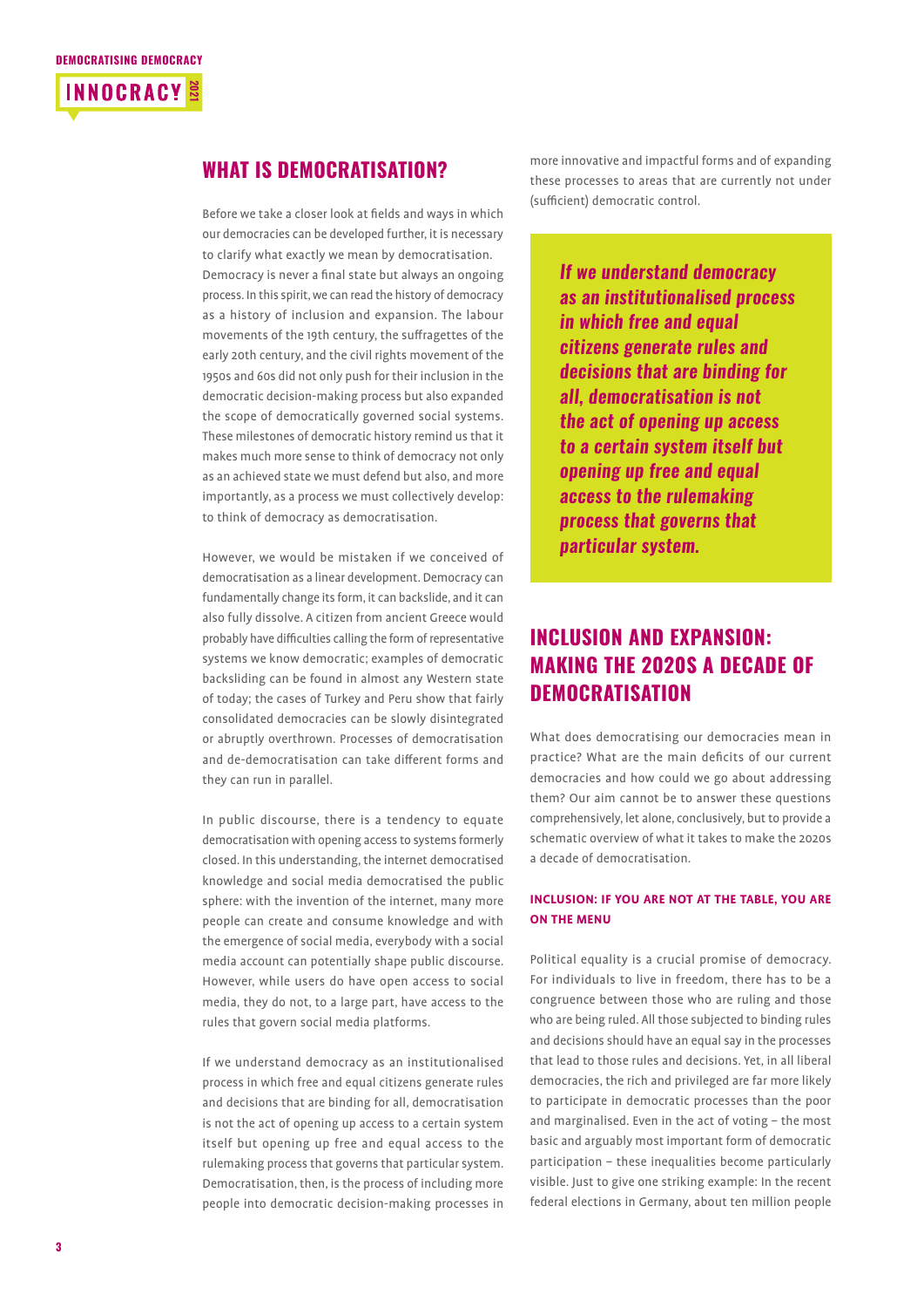## WHAT IS DEMOCRATISATION?

Before we take a closer look at fields and ways in which our democracies can be developed further, it is necessary to clarify what exactly we mean by democratisation. Democracy is never a final state but always an ongoing process. In this spirit, we can read the history of democracy as a history of inclusion and expansion. The labour movements of the 19th century, the suffragettes of the early 20th century, and the civil rights movement of the 1950s and 60s did not only push for their inclusion in the democratic decision-making process but also expanded the scope of democratically governed social systems. These milestones of democratic history remind us that it makes much more sense to think of democracy not only as an achieved state we must defend but also, and more importantly, as a process we must collectively develop: to think of democracy as democratisation.

However, we would be mistaken if we conceived of democratisation as a linear development. Democracy can fundamentally change its form, it can backslide, and it can also fully dissolve. A citizen from ancient Greece would probably have difficulties calling the form of representative systems we know democratic; examples of democratic backsliding can be found in almost any Western state of today; the cases of Turkey and Peru show that fairly consolidated democracies can be slowly disintegrated or abruptly overthrown. Processes of democratisation and de-democratisation can take different forms and they can run in parallel.

In public discourse, there is a tendency to equate democratisation with opening access to systems formerly closed. In this understanding, the internet democratised knowledge and social media democratised the public sphere: with the invention of the internet, many more people can create and consume knowledge and with the emergence of social media, everybody with a social media account can potentially shape public discourse. However, while users do have open access to social media, they do not, to a large part, have access to the rules that govern social media platforms.

If we understand democracy as an institutionalised process in which free and equal citizens generate rules and decisions that are binding for all, democratisation is not the act of opening up access to a certain system itself but opening up free and equal access to the rulemaking process that governs that particular system. Democratisation, then, is the process of including more people into democratic decision-making processes in more innovative and impactful forms and of expanding these processes to areas that are currently not under (sufficient) democratic control.

> ***If we understand democracy as an institutionalised process in which free and equal citizens generate rules and decisions that are binding for all, democratisation is not the act of opening up access to a certain system itself but opening up free and equal access to the rulemaking process that governs that particular system.***

## INCLUSION AND EXPANSION: MAKING THE 2020S A DECADE OF DEMOCRATISATION

What does democratising our democracies mean in practice? What are the main deficits of our current democracies and how could we go about addressing them? Our aim cannot be to answer these questions comprehensively, let alone, conclusively, but to provide a schematic overview of what it takes to make the 2020s a decade of democratisation.

### INCLUSION: IF YOU ARE NOT AT THE TABLE, YOU ARE ON THE MENU

Political equality is a crucial promise of democracy. For individuals to live in freedom, there has to be a congruence between those who are ruling and those who are being ruled. All those subjected to binding rules and decisions should have an equal say in the processes that lead to those rules and decisions. Yet, in all liberal democracies, the rich and privileged are far more likely to participate in democratic processes than the poor and marginalised. Even in the act of voting – the most basic and arguably most important form of democratic participation – these inequalities become particularly visible. Just to give one striking example: In the recent federal elections in Germany, about ten million people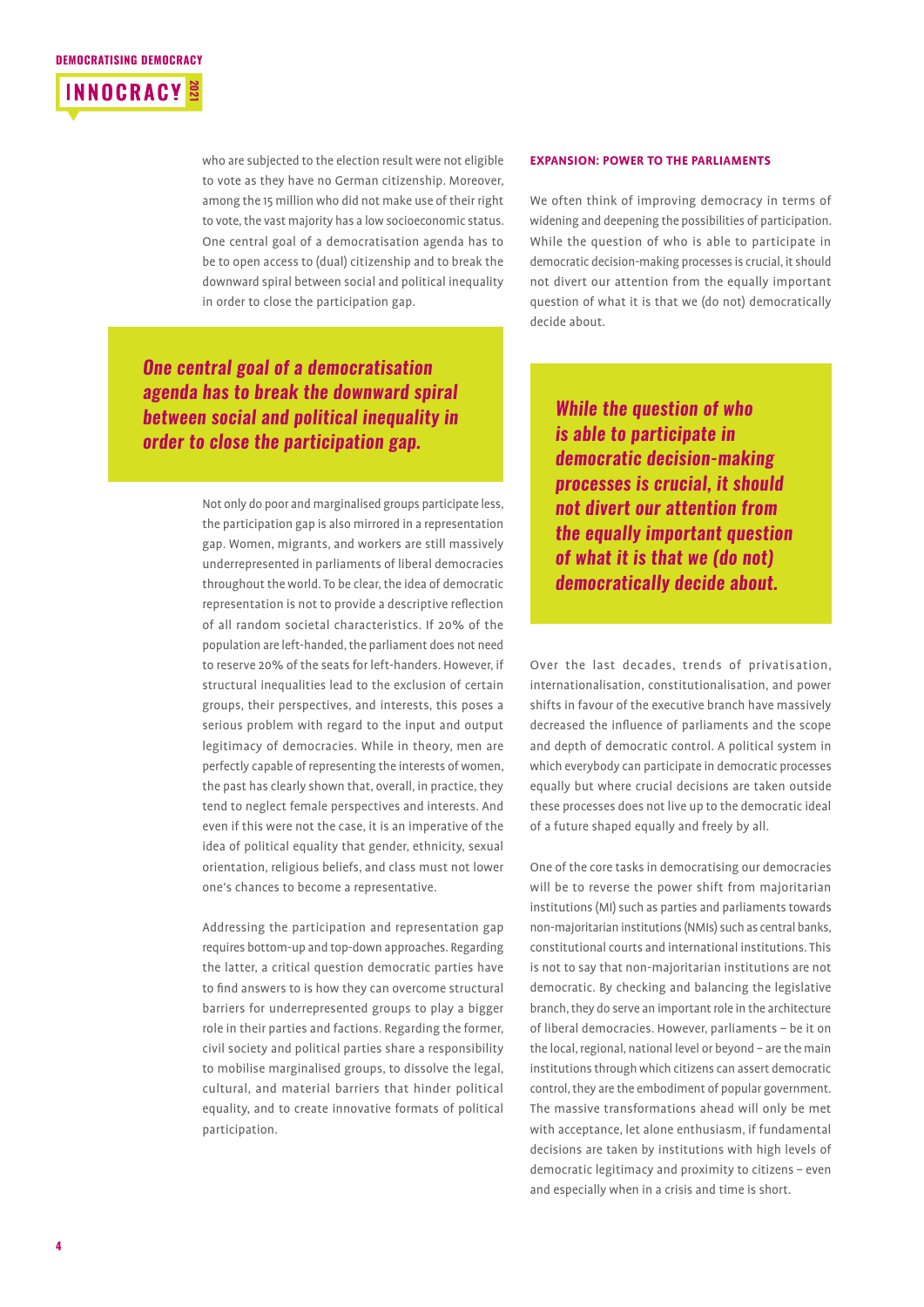who are subjected to the election result were not eligible to vote as they have no German citizenship. Moreover, among the 15 million who did not make use of their right to vote, the vast majority has a low socioeconomic status. One central goal of a democratisation agenda has to be to open access to (dual) citizenship and to break the downward spiral between social and political inequality in order to close the participation gap.

> ***One central goal of a democratisation agenda has to break the downward spiral between social and political inequality in order to close the participation gap.***

Not only do poor and marginalised groups participate less, the participation gap is also mirrored in a representation gap. Women, migrants, and workers are still massively underrepresented in parliaments of liberal democracies throughout the world. To be clear, the idea of democratic representation is not to provide a descriptive reflection of all random societal characteristics. If 20% of the population are left-handed, the parliament does not need to reserve 20% of the seats for left-handers. However, if structural inequalities lead to the exclusion of certain groups, their perspectives, and interests, this poses a serious problem with regard to the input and output legitimacy of democracies. While in theory, men are perfectly capable of representing the interests of women, the past has clearly shown that, overall, in practice, they tend to neglect female perspectives and interests. And even if this were not the case, it is an imperative of the idea of political equality that gender, ethnicity, sexual orientation, religious beliefs, and class must not lower one's chances to become a representative.

Addressing the participation and representation gap requires bottom-up and top-down approaches. Regarding the latter, a critical question democratic parties have to find answers to is how they can overcome structural barriers for underrepresented groups to play a bigger role in their parties and factions. Regarding the former, civil society and political parties share a responsibility to mobilise marginalised groups, to dissolve the legal, cultural, and material barriers that hinder political equality, and to create innovative formats of political participation.

### EXPANSION: POWER TO THE PARLIAMENTS

We often think of improving democracy in terms of widening and deepening the possibilities of participation. While the question of who is able to participate in democratic decision-making processes is crucial, it should not divert our attention from the equally important question of what it is that we (do not) democratically decide about.

> ***While the question of who is able to participate in democratic decision-making processes is crucial, it should not divert our attention from the equally important question of what it is that we (do not) democratically decide about.***

Over the last decades, trends of privatisation, internationalisation, constitutionalisation, and power shifts in favour of the executive branch have massively decreased the influence of parliaments and the scope and depth of democratic control. A political system in which everybody can participate in democratic processes equally but where crucial decisions are taken outside these processes does not live up to the democratic ideal of a future shaped equally and freely by all.

One of the core tasks in democratising our democracies will be to reverse the power shift from majoritarian institutions (MI) such as parties and parliaments towards non-majoritarian institutions (NMIs) such as central banks, constitutional courts and international institutions. This is not to say that non-majoritarian institutions are not democratic. By checking and balancing the legislative branch, they do serve an important role in the architecture of liberal democracies. However, parliaments – be it on the local, regional, national level or beyond – are the main institutions through which citizens can assert democratic control, they are the embodiment of popular government. The massive transformations ahead will only be met with acceptance, let alone enthusiasm, if fundamental decisions are taken by institutions with high levels of democratic legitimacy and proximity to citizens – even and especially when in a crisis and time is short.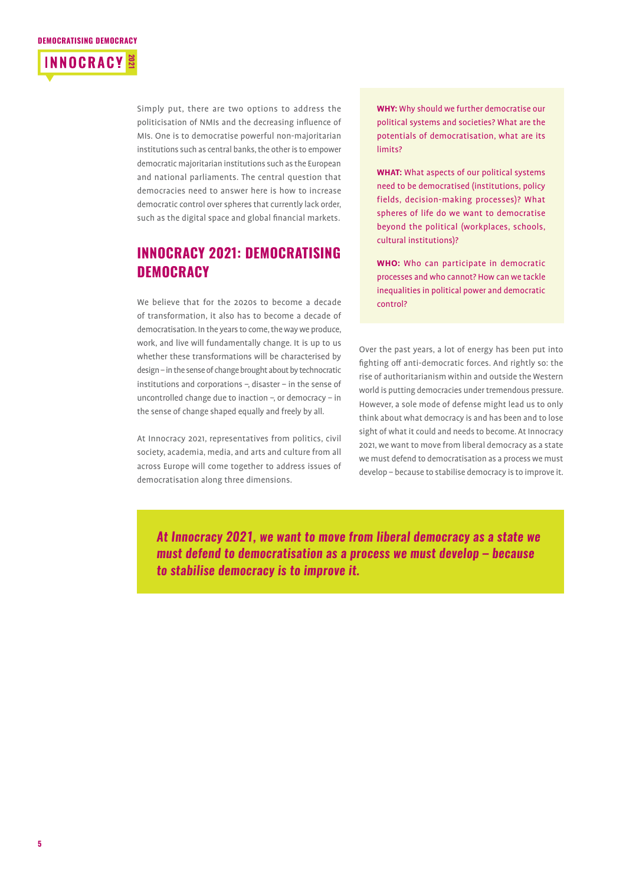Simply put, there are two options to address the politicisation of NMIs and the decreasing influence of MIs. One is to democratise powerful non-majoritarian institutions such as central banks, the other is to empower democratic majoritarian institutions such as the European and national parliaments. The central question that democracies need to answer here is how to increase democratic control over spheres that currently lack order, such as the digital space and global financial markets.

## INNOCRACY 2021: DEMOCRATISING DEMOCRACY

We believe that for the 2020s to become a decade of transformation, it also has to become a decade of democratisation. In the years to come, the way we produce, work, and live will fundamentally change. It is up to us whether these transformations will be characterised by design – in the sense of change brought about by technocratic institutions and corporations –, disaster – in the sense of uncontrolled change due to inaction –, or democracy – in the sense of change shaped equally and freely by all.

At Innocracy 2021, representatives from politics, civil society, academia, media, and arts and culture from all across Europe will come together to address issues of democratisation along three dimensions.

**WHY:** Why should we further democratise our political systems and societies? What are the potentials of democratisation, what are its limits?

**WHAT:** What aspects of our political systems need to be democratised (institutions, policy fields, decision-making processes)? What spheres of life do we want to democratise beyond the political (workplaces, schools, cultural institutions)?

**WHO:** Who can participate in democratic processes and who cannot? How can we tackle inequalities in political power and democratic control?

Over the past years, a lot of energy has been put into fighting off anti-democratic forces. And rightly so: the rise of authoritarianism within and outside the Western world is putting democracies under tremendous pressure. However, a sole mode of defense might lead us to only think about what democracy is and has been and to lose sight of what it could and needs to become. At Innocracy 2021, we want to move from liberal democracy as a state we must defend to democratisation as a process we must develop – because to stabilise democracy is to improve it.

***At Innocracy 2021, we want to move from liberal democracy as a state we must defend to democratisation as a process we must develop – because to stabilise democracy is to improve it.***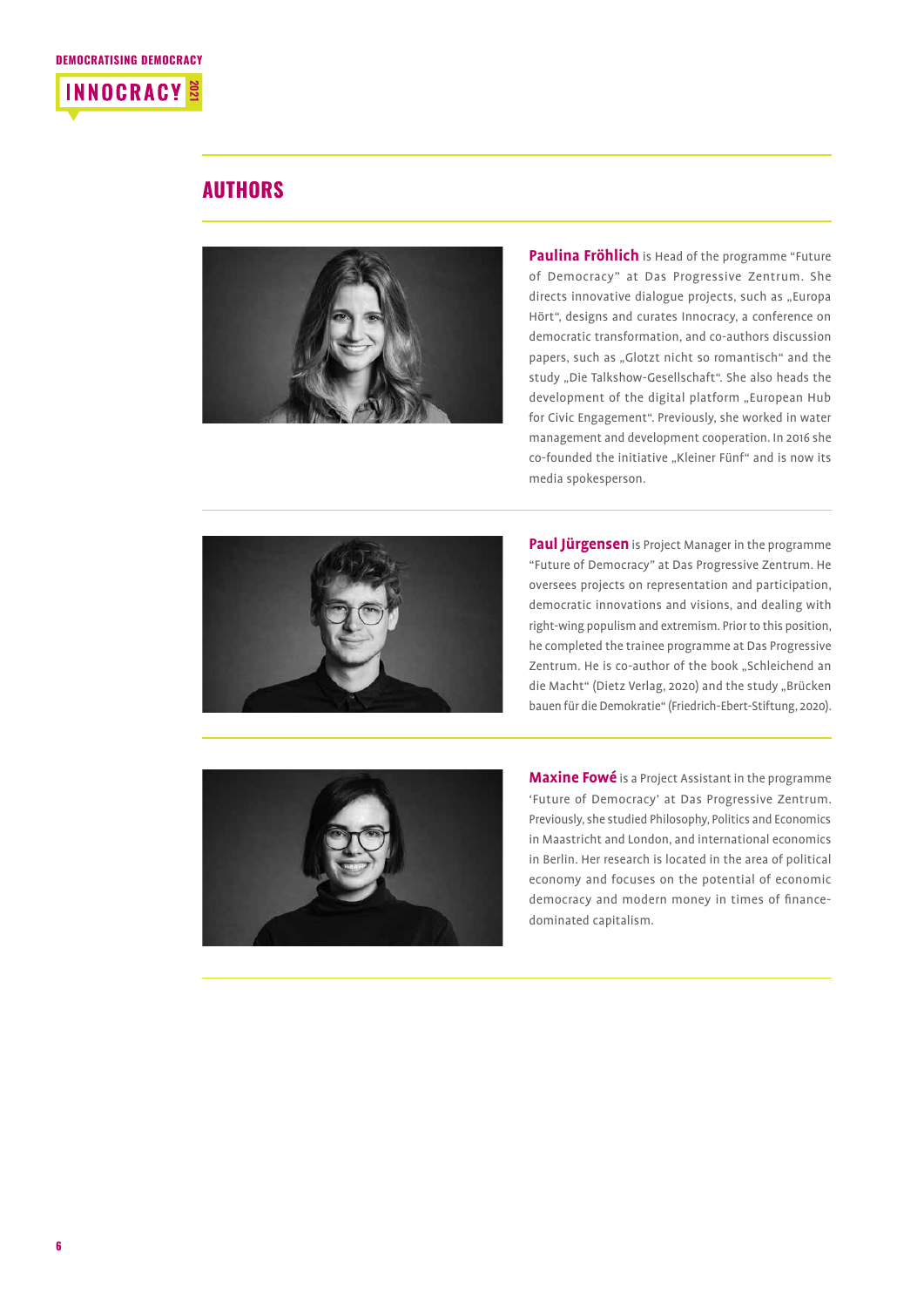## AUTHORS

**Paulina Fröhlich** is Head of the programme "Future of Democracy" at Das Progressive Zentrum. She directs innovative dialogue projects, such as „Europa Hört", designs and curates Innocracy, a conference on democratic transformation, and co-authors discussion papers, such as „Glotzt nicht so romantisch" and the study „Die Talkshow-Gesellschaft". She also heads the development of the digital platform „European Hub for Civic Engagement". Previously, she worked in water management and development cooperation. In 2016 she co-founded the initiative „Kleiner Fünf" and is now its media spokesperson.

**Paul Jürgensen** is Project Manager in the programme "Future of Democracy" at Das Progressive Zentrum. He oversees projects on representation and participation, democratic innovations and visions, and dealing with right-wing populism and extremism. Prior to this position, he completed the trainee programme at Das Progressive Zentrum. He is co-author of the book „Schleichend an die Macht" (Dietz Verlag, 2020) and the study „Brücken bauen für die Demokratie" (Friedrich-Ebert-Stiftung, 2020).

**Maxine Fowé** is a Project Assistant in the programme 'Future of Democracy' at Das Progressive Zentrum. Previously, she studied Philosophy, Politics and Economics in Maastricht and London, and international economics in Berlin. Her research is located in the area of political economy and focuses on the potential of economic democracy and modern money in times of finance-dominated capitalism.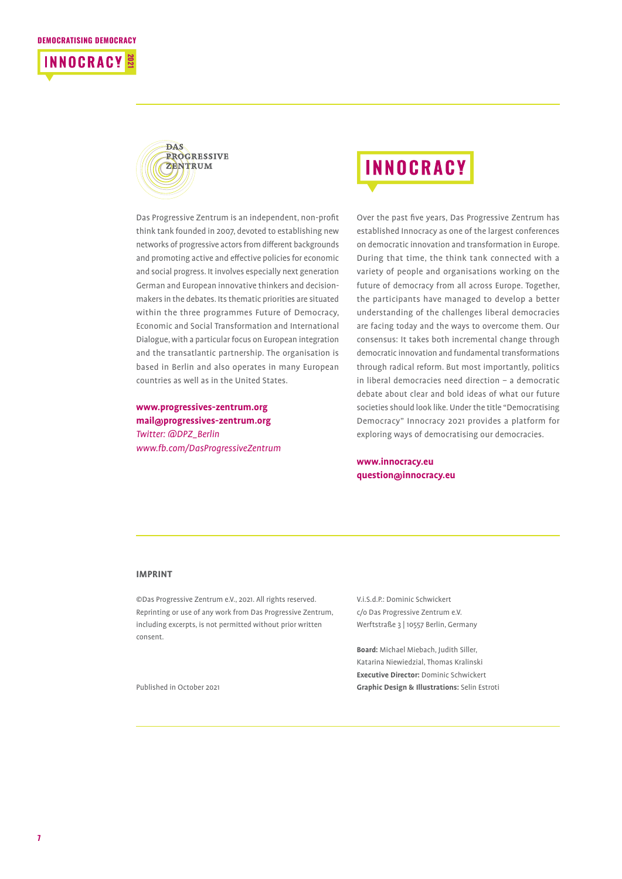DAS PROGRESSIVE ZENTRUM

Das Progressive Zentrum is an independent, non-profit think tank founded in 2007, devoted to establishing new networks of progressive actors from different backgrounds and promoting active and effective policies for economic and social progress. It involves especially next generation German and European innovative thinkers and decision-makers in the debates. Its thematic priorities are situated within the three programmes Future of Democracy, Economic and Social Transformation and International Dialogue, with a particular focus on European integration and the transatlantic partnership. The organisation is based in Berlin and also operates in many European countries as well as in the United States.

**www.progressives-zentrum.org**
**mail@progressives-zentrum.org**
*Twitter: @DPZ_Berlin*
*www.fb.com/DasProgressiveZentrum*

INNOCRACY

Over the past five years, Das Progressive Zentrum has established Innocracy as one of the largest conferences on democratic innovation and transformation in Europe. During that time, the think tank connected with a variety of people and organisations working on the future of democracy from all across Europe. Together, the participants have managed to develop a better understanding of the challenges liberal democracies are facing today and the ways to overcome them. Our consensus: It takes both incremental change through democratic innovation and fundamental transformations through radical reform. But most importantly, politics in liberal democracies need direction – a democratic debate about clear and bold ideas of what our future societies should look like. Under the title "Democratising Democracy" Innocracy 2021 provides a platform for exploring ways of democratising our democracies.

**www.innocracy.eu**
**question@innocracy.eu**

## IMPRINT

©Das Progressive Zentrum e.V., 2021. All rights reserved. Reprinting or use of any work from Das Progressive Zentrum, including excerpts, is not permitted without prior written consent.

Published in October 2021

V.i.S.d.P.: Dominic Schwickert
c/o Das Progressive Zentrum e.V.
Werftstraße 3 | 10557 Berlin, Germany

**Board:** Michael Miebach, Judith Siller, Katarina Niewiedzial, Thomas Kralinski
**Executive Director:** Dominic Schwickert
**Graphic Design & Illustrations:** Selin Estroti